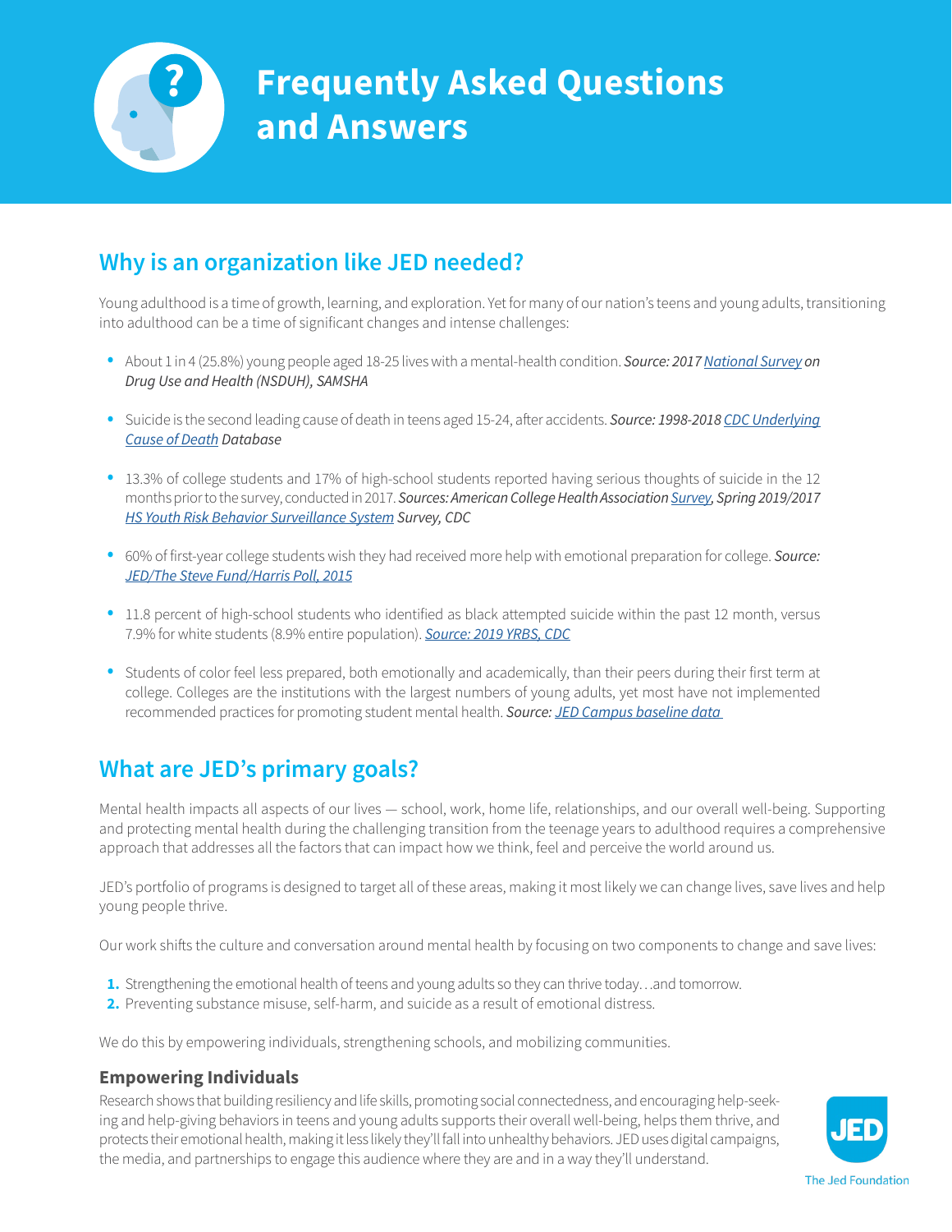# Frequently Asked Questions and Answers

## Why is an organization like JED needed?

Young adulthood is a time of growth, learning, and exploration. Yet for many of our nation's teens and young adults, transitioning into adulthood can be a time of significant changes and intense challenges:

- About 1 in 4 (25.8%) young people aged 18-25 lives with a mental-health condition. ***Source:* *2017* National Survey *on Drug Use and Health (NSDUH), SAMSHA***
- Suicide is the second leading cause of death in teens aged 15-24, after accidents. ***Source: 1998-2018* CDC Underlying Cause of Death *Database***
- 13.3% of college students and 17% of high-school students reported having serious thoughts of suicide in the 12 months prior to the survey, conducted in 2017. ***Sources: American College Health Association* Survey*, Spring 2019/2017* HS Youth Risk Behavior Surveillance System *Survey, CDC***
- 60% of first-year college students wish they had received more help with emotional preparation for college. ***Source:* JED/The Steve Fund/Harris Poll, 2015**
- 11.8 percent of high-school students who identified as black attempted suicide within the past 12 month, versus 7.9% for white students (8.9% entire population). ***Source: 2019 YRBS, CDC***
- Students of color feel less prepared, both emotionally and academically, than their peers during their first term at college. Colleges are the institutions with the largest numbers of young adults, yet most have not implemented recommended practices for promoting student mental health. ***Source:* JED Campus baseline data**

## What are JED's primary goals?

Mental health impacts all aspects of our lives — school, work, home life, relationships, and our overall well-being. Supporting and protecting mental health during the challenging transition from the teenage years to adulthood requires a comprehensive approach that addresses all the factors that can impact how we think, feel and perceive the world around us.

JED's portfolio of programs is designed to target all of these areas, making it most likely we can change lives, save lives and help young people thrive.

Our work shifts the culture and conversation around mental health by focusing on two components to change and save lives:

1. Strengthening the emotional health of teens and young adults so they can thrive today…and tomorrow.
2. Preventing substance misuse, self-harm, and suicide as a result of emotional distress.

We do this by empowering individuals, strengthening schools, and mobilizing communities.

### Empowering Individuals

Research shows that building resiliency and life skills, promoting social connectedness, and encouraging help-seeking and help-giving behaviors in teens and young adults supports their overall well-being, helps them thrive, and protects their emotional health, making it less likely they'll fall into unhealthy behaviors. JED uses digital campaigns, the media, and partnerships to engage this audience where they are and in a way they'll understand.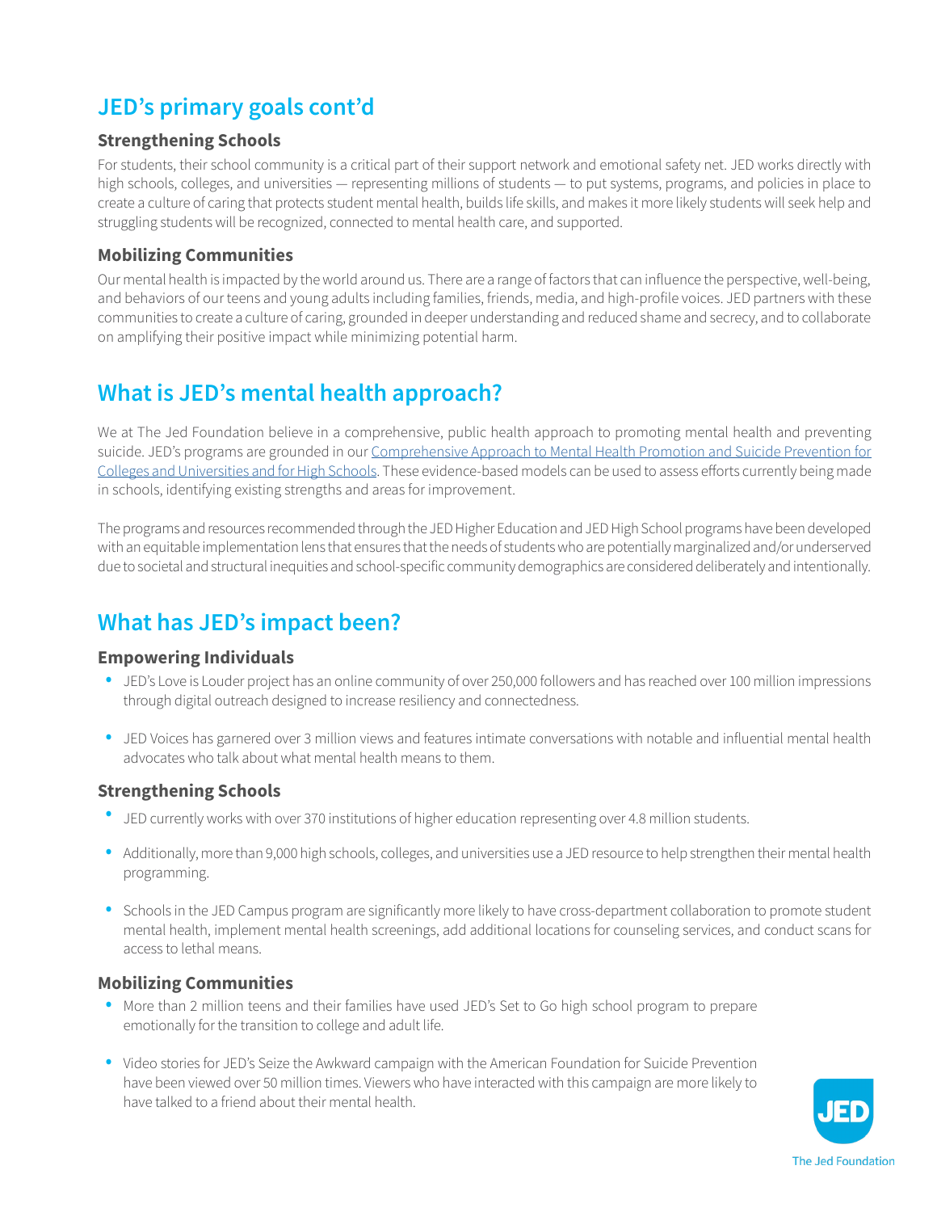## JED's primary goals cont'd

### Strengthening Schools

For students, their school community is a critical part of their support network and emotional safety net. JED works directly with high schools, colleges, and universities — representing millions of students — to put systems, programs, and policies in place to create a culture of caring that protects student mental health, builds life skills, and makes it more likely students will seek help and struggling students will be recognized, connected to mental health care, and supported.

### Mobilizing Communities

Our mental health is impacted by the world around us. There are a range of factors that can influence the perspective, well-being, and behaviors of our teens and young adults including families, friends, media, and high-profile voices. JED partners with these communities to create a culture of caring, grounded in deeper understanding and reduced shame and secrecy, and to collaborate on amplifying their positive impact while minimizing potential harm.

## What is JED's mental health approach?

We at The Jed Foundation believe in a comprehensive, public health approach to promoting mental health and preventing suicide. JED's programs are grounded in our Comprehensive Approach to Mental Health Promotion and Suicide Prevention for Colleges and Universities and for High Schools. These evidence-based models can be used to assess efforts currently being made in schools, identifying existing strengths and areas for improvement.

The programs and resources recommended through the JED Higher Education and JED High School programs have been developed with an equitable implementation lens that ensures that the needs of students who are potentially marginalized and/or underserved due to societal and structural inequities and school-specific community demographics are considered deliberately and intentionally.

## What has JED's impact been?

### Empowering Individuals

- JED's Love is Louder project has an online community of over 250,000 followers and has reached over 100 million impressions through digital outreach designed to increase resiliency and connectedness.
- JED Voices has garnered over 3 million views and features intimate conversations with notable and influential mental health advocates who talk about what mental health means to them.

### Strengthening Schools

- JED currently works with over 370 institutions of higher education representing over 4.8 million students.
- Additionally, more than 9,000 high schools, colleges, and universities use a JED resource to help strengthen their mental health programming.
- Schools in the JED Campus program are significantly more likely to have cross-department collaboration to promote student mental health, implement mental health screenings, add additional locations for counseling services, and conduct scans for access to lethal means.

### Mobilizing Communities

- More than 2 million teens and their families have used JED's Set to Go high school program to prepare emotionally for the transition to college and adult life.
- Video stories for JED's Seize the Awkward campaign with the American Foundation for Suicide Prevention have been viewed over 50 million times. Viewers who have interacted with this campaign are more likely to have talked to a friend about their mental health.

JED
The Jed Foundation